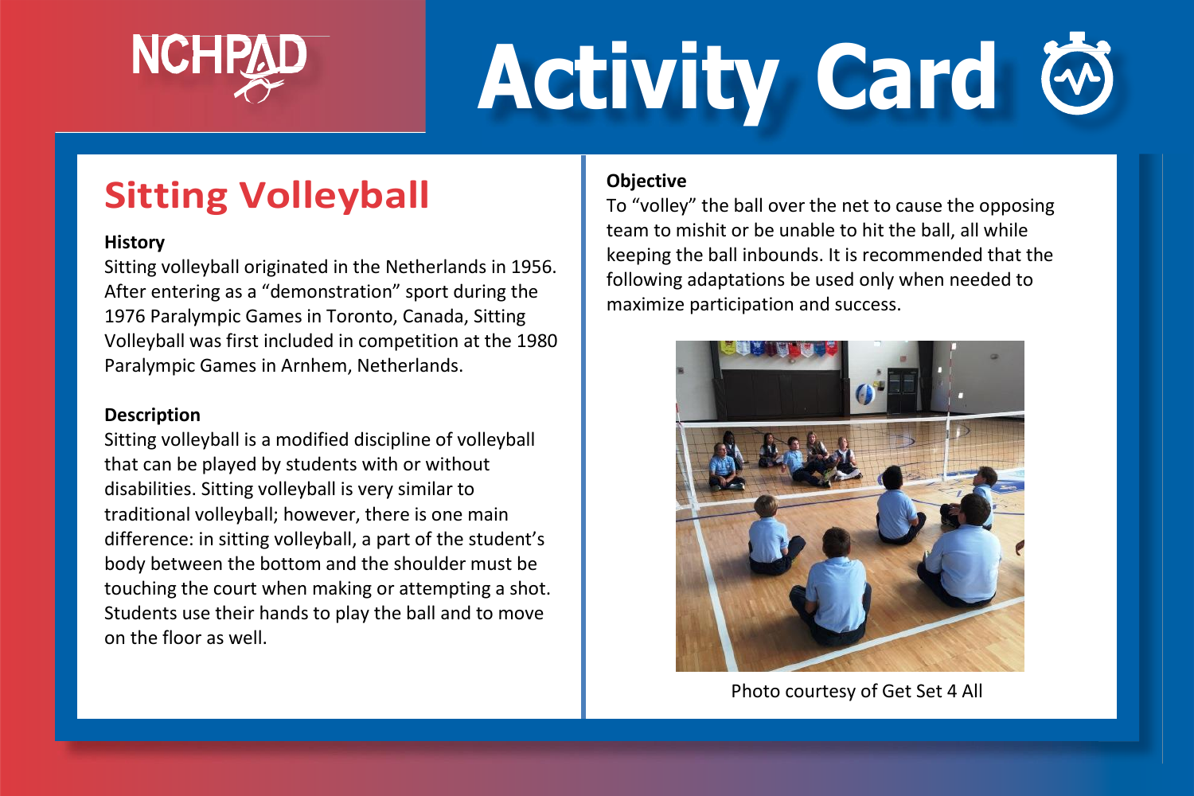NCHPAD

# Activity Card

## Sitting Volleyball

### History

Sitting volleyball originated in the Netherlands in 1956. After entering as a "demonstration" sport during the 1976 Paralympic Games in Toronto, Canada, Sitting Volleyball was first included in competition at the 1980 Paralympic Games in Arnhem, Netherlands.

### Description

Sitting volleyball is a modified discipline of volleyball that can be played by students with or without disabilities. Sitting volleyball is very similar to traditional volleyball; however, there is one main difference: in sitting volleyball, a part of the student's body between the bottom and the shoulder must be touching the court when making or attempting a shot. Students use their hands to play the ball and to move on the floor as well.

### Objective

To "volley" the ball over the net to cause the opposing team to mishit or be unable to hit the ball, all while keeping the ball inbounds. It is recommended that the following adaptations be used only when needed to maximize participation and success.

Photo courtesy of Get Set 4 All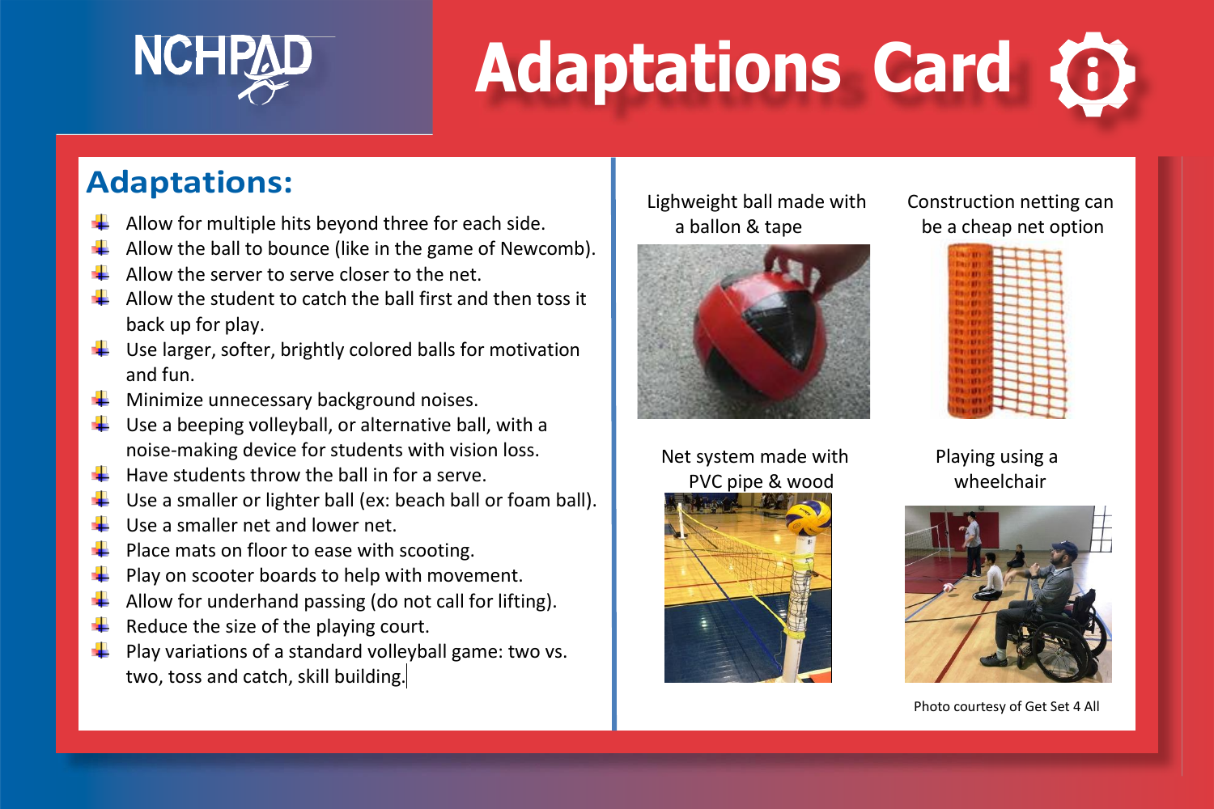# Adaptations Card

## Adaptations:

- Allow for multiple hits beyond three for each side.
- Allow the ball to bounce (like in the game of Newcomb).
- Allow the server to serve closer to the net.
- Allow the student to catch the ball first and then toss it back up for play.
- Use larger, softer, brightly colored balls for motivation and fun.
- Minimize unnecessary background noises.
- Use a beeping volleyball, or alternative ball, with a noise-making device for students with vision loss.
- Have students throw the ball in for a serve.
- Use a smaller or lighter ball (ex: beach ball or foam ball).
- Use a smaller net and lower net.
- Place mats on floor to ease with scooting.
- Play on scooter boards to help with movement.
- Allow for underhand passing (do not call for lifting).
- Reduce the size of the playing court.
- Play variations of a standard volleyball game: two vs. two, toss and catch, skill building.

Lighweight ball made with a ballon & tape

Construction netting can be a cheap net option

Net system made with PVC pipe & wood

Playing using a wheelchair

Photo courtesy of Get Set 4 All